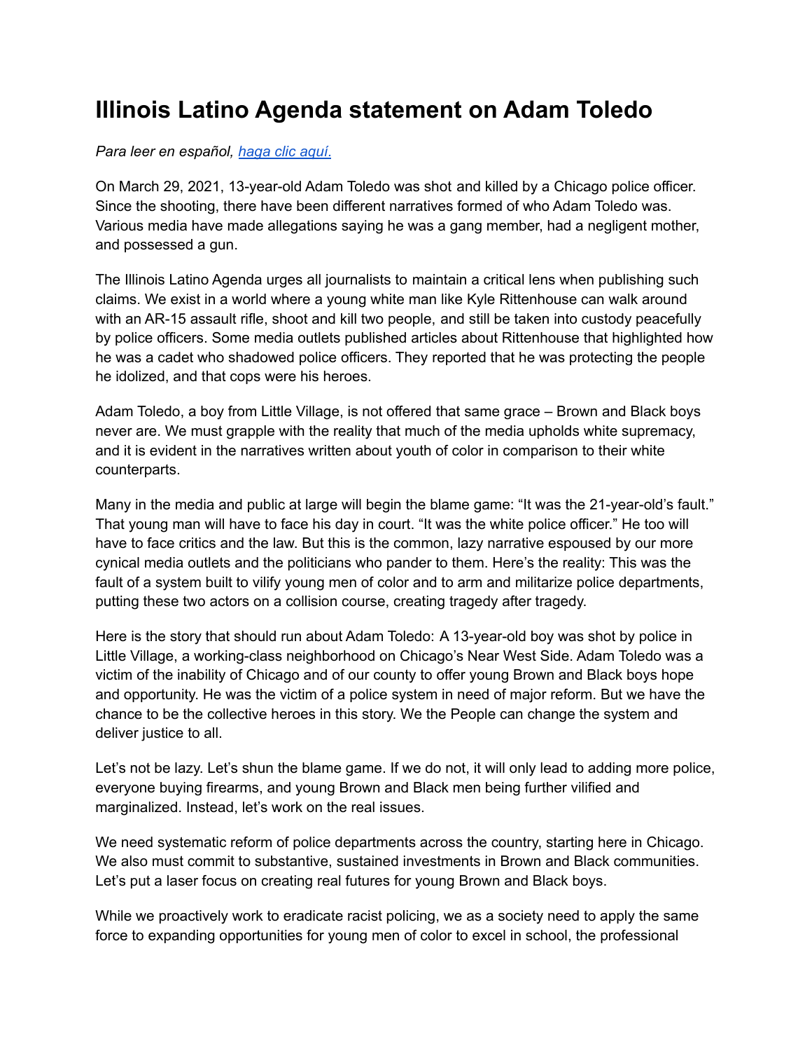# Illinois Latino Agenda statement on Adam Toledo

*Para leer en español, [haga clic aquí.](#)*

On March 29, 2021, 13-year-old Adam Toledo was shot and killed by a Chicago police officer. Since the shooting, there have been different narratives formed of who Adam Toledo was. Various media have made allegations saying he was a gang member, had a negligent mother, and possessed a gun.

The Illinois Latino Agenda urges all journalists to maintain a critical lens when publishing such claims. We exist in a world where a young white man like Kyle Rittenhouse can walk around with an AR-15 assault rifle, shoot and kill two people, and still be taken into custody peacefully by police officers. Some media outlets published articles about Rittenhouse that highlighted how he was a cadet who shadowed police officers. They reported that he was protecting the people he idolized, and that cops were his heroes.

Adam Toledo, a boy from Little Village, is not offered that same grace – Brown and Black boys never are. We must grapple with the reality that much of the media upholds white supremacy, and it is evident in the narratives written about youth of color in comparison to their white counterparts.

Many in the media and public at large will begin the blame game: "It was the 21-year-old's fault." That young man will have to face his day in court. "It was the white police officer." He too will have to face critics and the law. But this is the common, lazy narrative espoused by our more cynical media outlets and the politicians who pander to them. Here's the reality: This was the fault of a system built to vilify young men of color and to arm and militarize police departments, putting these two actors on a collision course, creating tragedy after tragedy.

Here is the story that should run about Adam Toledo: A 13-year-old boy was shot by police in Little Village, a working-class neighborhood on Chicago's Near West Side. Adam Toledo was a victim of the inability of Chicago and of our county to offer young Brown and Black boys hope and opportunity. He was the victim of a police system in need of major reform. But we have the chance to be the collective heroes in this story. We the People can change the system and deliver justice to all.

Let's not be lazy. Let's shun the blame game. If we do not, it will only lead to adding more police, everyone buying firearms, and young Brown and Black men being further vilified and marginalized. Instead, let's work on the real issues.

We need systematic reform of police departments across the country, starting here in Chicago. We also must commit to substantive, sustained investments in Brown and Black communities. Let's put a laser focus on creating real futures for young Brown and Black boys.

While we proactively work to eradicate racist policing, we as a society need to apply the same force to expanding opportunities for young men of color to excel in school, the professional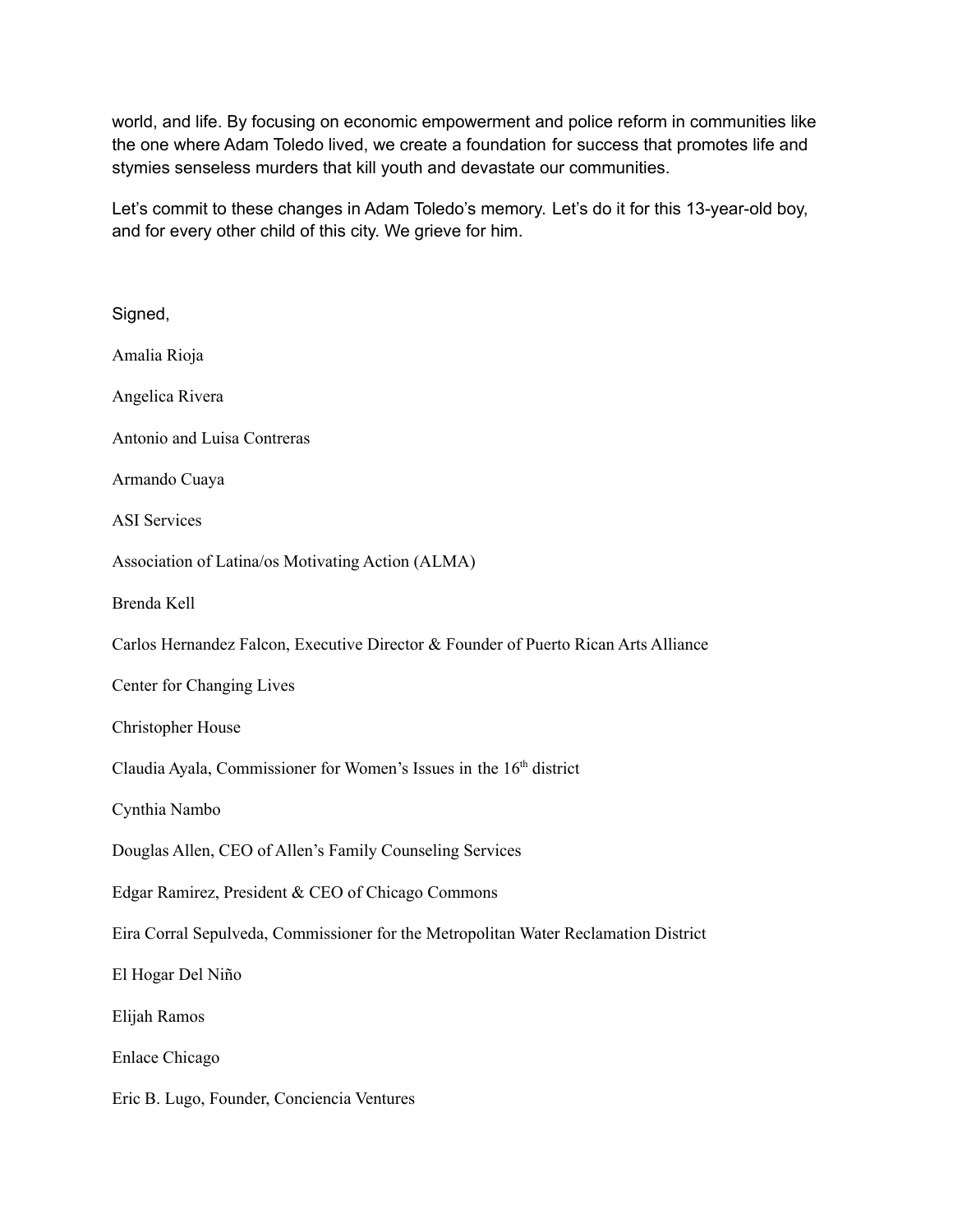world, and life. By focusing on economic empowerment and police reform in communities like the one where Adam Toledo lived, we create a foundation for success that promotes life and stymies senseless murders that kill youth and devastate our communities.

Let's commit to these changes in Adam Toledo's memory. Let's do it for this 13-year-old boy, and for every other child of this city. We grieve for him.

Signed,

Amalia Rioja

Angelica Rivera

Antonio and Luisa Contreras

Armando Cuaya

ASI Services

Association of Latina/os Motivating Action (ALMA)

Brenda Kell

Carlos Hernandez Falcon, Executive Director & Founder of Puerto Rican Arts Alliance

Center for Changing Lives

Christopher House

Claudia Ayala, Commissioner for Women's Issues in the 16th district

Cynthia Nambo

Douglas Allen, CEO of Allen's Family Counseling Services

Edgar Ramirez, President & CEO of Chicago Commons

Eira Corral Sepulveda, Commissioner for the Metropolitan Water Reclamation District

El Hogar Del Niño

Elijah Ramos

Enlace Chicago

Eric B. Lugo, Founder, Conciencia Ventures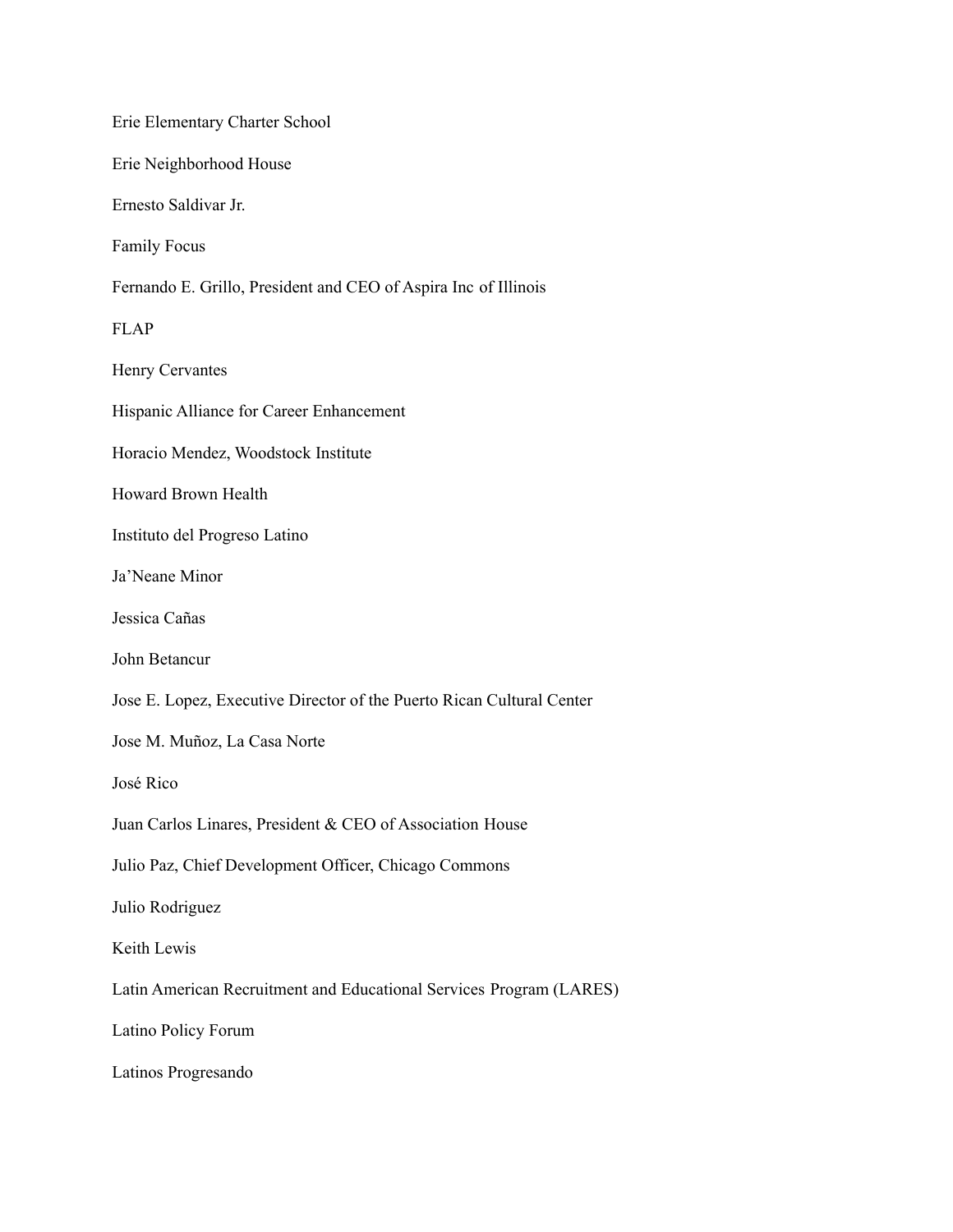Erie Elementary Charter School

Erie Neighborhood House

Ernesto Saldivar Jr.

Family Focus

Fernando E. Grillo, President and CEO of Aspira Inc of Illinois

FLAP

Henry Cervantes

Hispanic Alliance for Career Enhancement

Horacio Mendez, Woodstock Institute

Howard Brown Health

Instituto del Progreso Latino

Ja'Neane Minor

Jessica Cañas

John Betancur

Jose E. Lopez, Executive Director of the Puerto Rican Cultural Center

Jose M. Muñoz, La Casa Norte

José Rico

Juan Carlos Linares, President & CEO of Association House

Julio Paz, Chief Development Officer, Chicago Commons

Julio Rodriguez

Keith Lewis

Latin American Recruitment and Educational Services Program (LARES)

Latino Policy Forum

Latinos Progresando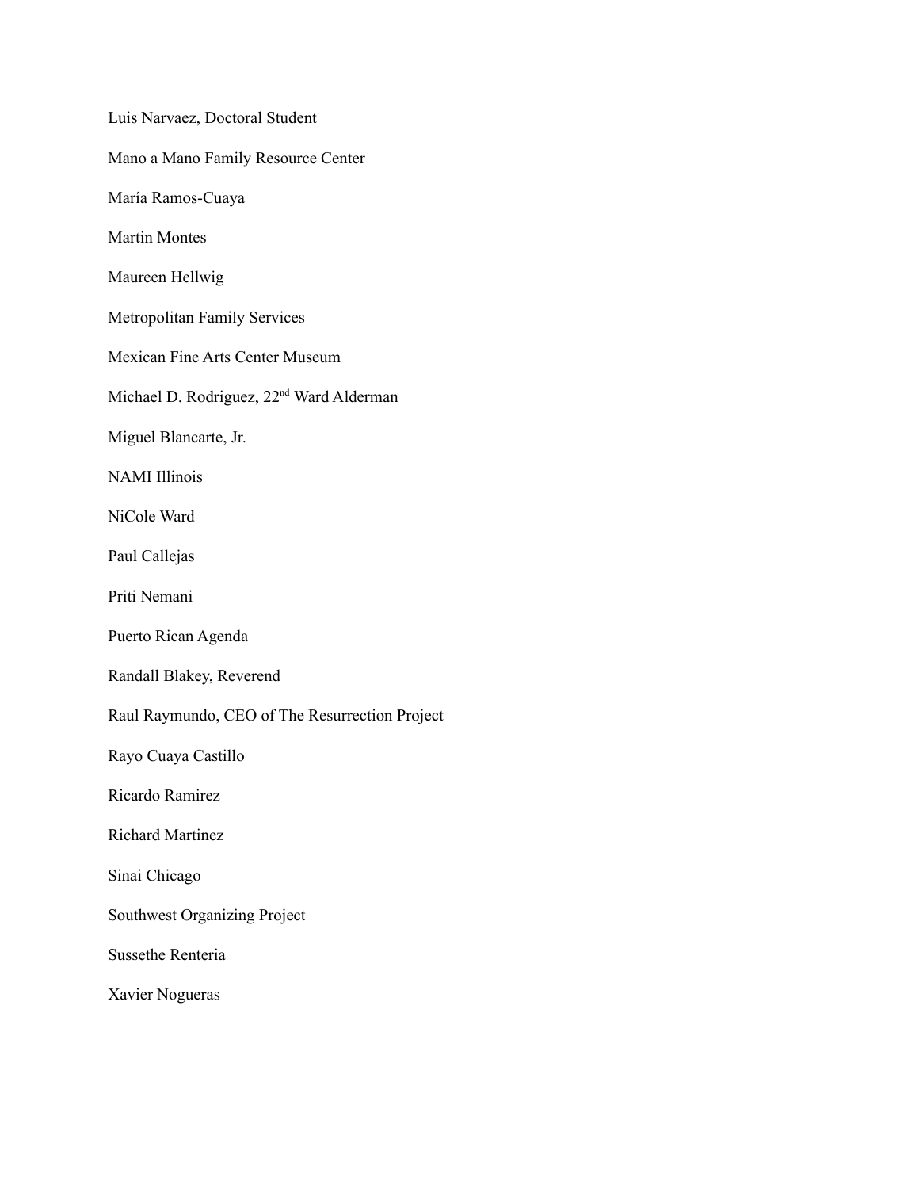Luis Narvaez, Doctoral Student

Mano a Mano Family Resource Center

María Ramos-Cuaya

Martin Montes

Maureen Hellwig

Metropolitan Family Services

Mexican Fine Arts Center Museum

Michael D. Rodriguez, 22nd Ward Alderman

Miguel Blancarte, Jr.

NAMI Illinois

NiCole Ward

Paul Callejas

Priti Nemani

Puerto Rican Agenda

Randall Blakey, Reverend

Raul Raymundo, CEO of The Resurrection Project

Rayo Cuaya Castillo

Ricardo Ramirez

Richard Martinez

Sinai Chicago

Southwest Organizing Project

Sussethe Renteria

Xavier Nogueras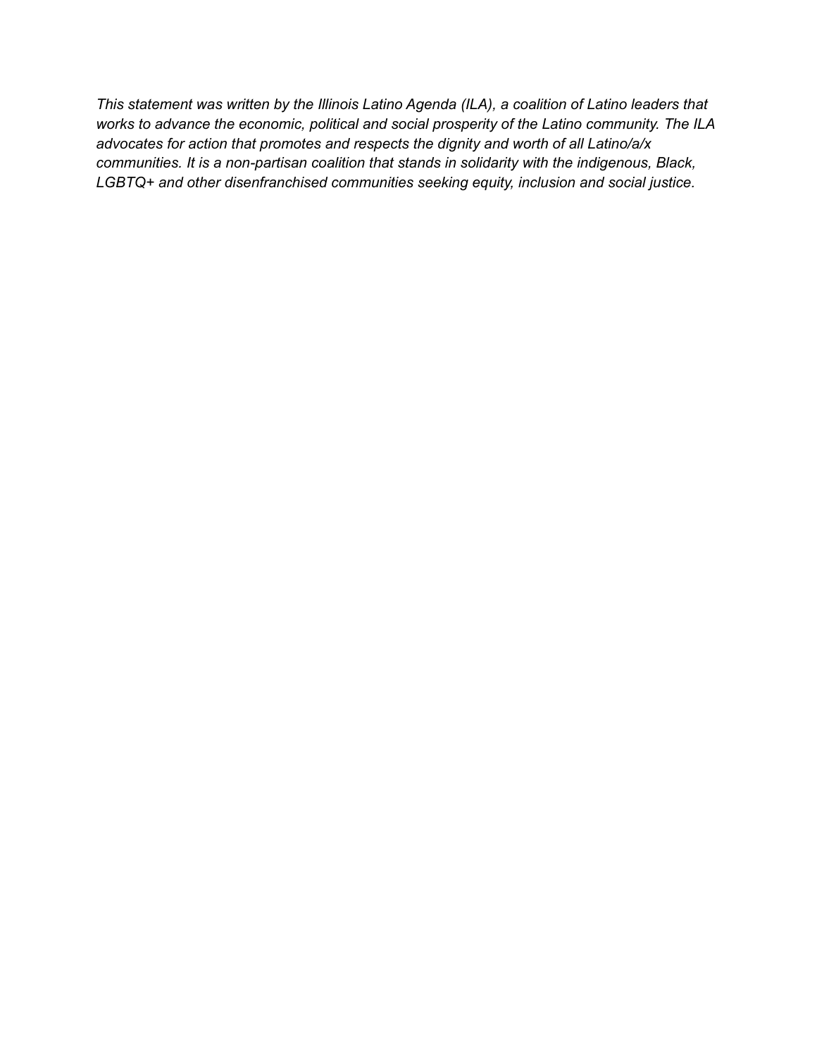*This statement was written by the Illinois Latino Agenda (ILA), a coalition of Latino leaders that works to advance the economic, political and social prosperity of the Latino community. The ILA advocates for action that promotes and respects the dignity and worth of all Latino/a/x communities. It is a non-partisan coalition that stands in solidarity with the indigenous, Black, LGBTQ+ and other disenfranchised communities seeking equity, inclusion and social justice.*